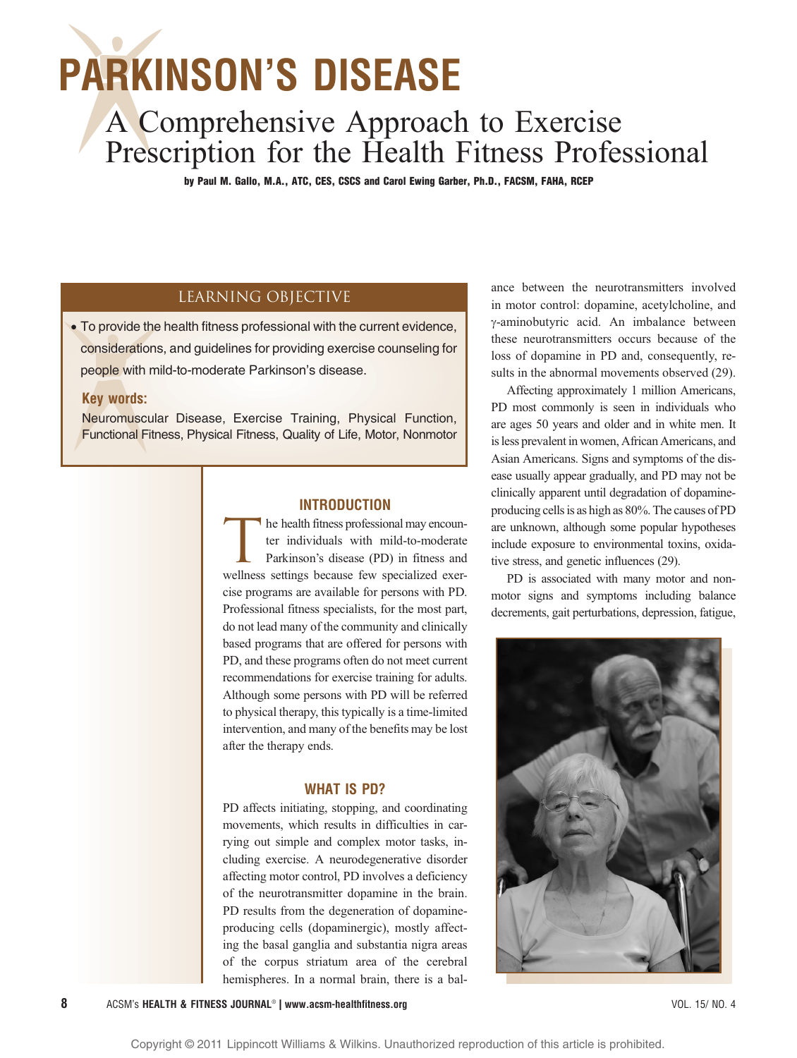# PARKINSON'S DISEASE

## A Comprehensive Approach to Exercise Prescription for the Health Fitness Professional

**by Paul M. Gallo, M.A., ATC, CES, CSCS and Carol Ewing Garber, Ph.D., FACSM, FAHA, RCEP**

### LEARNING OBJECTIVE

- To provide the health fitness professional with the current evidence, considerations, and guidelines for providing exercise counseling for people with mild-to-moderate Parkinson's disease.

**Key words:**

Neuromuscular Disease, Exercise Training, Physical Function, Functional Fitness, Physical Fitness, Quality of Life, Motor, Nonmotor

## INTRODUCTION

The health fitness professional may encounter individuals with mild-to-moderate Parkinson's disease (PD) in fitness and wellness settings because few specialized exercise programs are available for persons with PD. Professional fitness specialists, for the most part, do not lead many of the community and clinically based programs that are offered for persons with PD, and these programs often do not meet current recommendations for exercise training for adults. Although some persons with PD will be referred to physical therapy, this typically is a time-limited intervention, and many of the benefits may be lost after the therapy ends.

## WHAT IS PD?

PD affects initiating, stopping, and coordinating movements, which results in difficulties in carrying out simple and complex motor tasks, including exercise. A neurodegenerative disorder affecting motor control, PD involves a deficiency of the neurotransmitter dopamine in the brain. PD results from the degeneration of dopamine-producing cells (dopaminergic), mostly affecting the basal ganglia and substantia nigra areas of the corpus striatum area of the cerebral hemispheres. In a normal brain, there is a balance between the neurotransmitters involved in motor control: dopamine, acetylcholine, and γ-aminobutyric acid. An imbalance between these neurotransmitters occurs because of the loss of dopamine in PD and, consequently, results in the abnormal movements observed (29).

Affecting approximately 1 million Americans, PD most commonly is seen in individuals who are ages 50 years and older and in white men. It is less prevalent in women, African Americans, and Asian Americans. Signs and symptoms of the disease usually appear gradually, and PD may not be clinically apparent until degradation of dopamine-producing cells is as high as 80%. The causes of PD are unknown, although some popular hypotheses include exposure to environmental toxins, oxidative stress, and genetic influences (29).

PD is associated with many motor and nonmotor signs and symptoms including balance decrements, gait perturbations, depression, fatigue,

Copyright © 2011 Lippincott Williams & Wilkins. Unauthorized reproduction of this article is prohibited.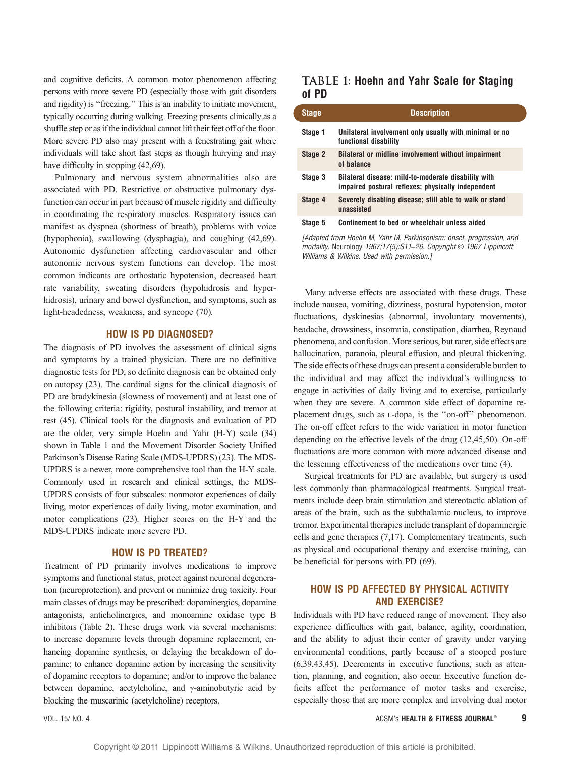and cognitive deficits. A common motor phenomenon affecting persons with more severe PD (especially those with gait disorders and rigidity) is "freezing." This is an inability to initiate movement, typically occurring during walking. Freezing presents clinically as a shuffle step or as if the individual cannot lift their feet off of the floor. More severe PD also may present with a fenestrating gait where individuals will take short fast steps as though hurrying and may have difficulty in stopping (42,69).

Pulmonary and nervous system abnormalities also are associated with PD. Restrictive or obstructive pulmonary dysfunction can occur in part because of muscle rigidity and difficulty in coordinating the respiratory muscles. Respiratory issues can manifest as dyspnea (shortness of breath), problems with voice (hypophonia), swallowing (dysphagia), and coughing (42,69). Autonomic dysfunction affecting cardiovascular and other autonomic nervous system functions can develop. The most common indicants are orthostatic hypotension, decreased heart rate variability, sweating disorders (hypohidrosis and hyperhidrosis), urinary and bowel dysfunction, and symptoms, such as light-headedness, weakness, and syncope (70).

## HOW IS PD DIAGNOSED?

The diagnosis of PD involves the assessment of clinical signs and symptoms by a trained physician. There are no definitive diagnostic tests for PD, so definite diagnosis can be obtained only on autopsy (23). The cardinal signs for the clinical diagnosis of PD are bradykinesia (slowness of movement) and at least one of the following criteria: rigidity, postural instability, and tremor at rest (45). Clinical tools for the diagnosis and evaluation of PD are the older, very simple Hoehn and Yahr (H-Y) scale (34) shown in Table 1 and the Movement Disorder Society Unified Parkinson's Disease Rating Scale (MDS-UPDRS) (23). The MDS-UPDRS is a newer, more comprehensive tool than the H-Y scale. Commonly used in research and clinical settings, the MDS-UPDRS consists of four subscales: nonmotor experiences of daily living, motor experiences of daily living, motor examination, and motor complications (23). Higher scores on the H-Y and the MDS-UPDRS indicate more severe PD.

## HOW IS PD TREATED?

Treatment of PD primarily involves medications to improve symptoms and functional status, protect against neuronal degeneration (neuroprotection), and prevent or minimize drug toxicity. Four main classes of drugs may be prescribed: dopaminergics, dopamine antagonists, anticholinergics, and monoamine oxidase type B inhibitors (Table 2). These drugs work via several mechanisms: to increase dopamine levels through dopamine replacement, enhancing dopamine synthesis, or delaying the breakdown of dopamine; to enhance dopamine action by increasing the sensitivity of dopamine receptors to dopamine; and/or to improve the balance between dopamine, acetylcholine, and γ-aminobutyric acid by blocking the muscarinic (acetylcholine) receptors.

**TABLE 1: Hoehn and Yahr Scale for Staging of PD**

| Stage | Description |
|---|---|
| Stage 1 | Unilateral involvement only usually with minimal or no functional disability |
| Stage 2 | Bilateral or midline involvement without impairment of balance |
| Stage 3 | Bilateral disease: mild-to-moderate disability with impaired postural reflexes; physically independent |
| Stage 4 | Severely disabling disease; still able to walk or stand unassisted |
| Stage 5 | Confinement to bed or wheelchair unless aided |

*[Adapted from Hoehn M, Yahr M. Parkinsonism: onset, progression, and mortality.* Neurology *1967;17(5):S11–26. Copyright © 1967 Lippincott Williams & Wilkins. Used with permission.]*

Many adverse effects are associated with these drugs. These include nausea, vomiting, dizziness, postural hypotension, motor fluctuations, dyskinesias (abnormal, involuntary movements), headache, drowsiness, insomnia, constipation, diarrhea, Reynaud phenomena, and confusion. More serious, but rarer, side effects are hallucination, paranoia, pleural effusion, and pleural thickening. The side effects of these drugs can present a considerable burden to the individual and may affect the individual's willingness to engage in activities of daily living and to exercise, particularly when they are severe. A common side effect of dopamine replacement drugs, such as L-dopa, is the "on-off" phenomenon. The on-off effect refers to the wide variation in motor function depending on the effective levels of the drug (12,45,50). On-off fluctuations are more common with more advanced disease and the lessening effectiveness of the medications over time (4).

Surgical treatments for PD are available, but surgery is used less commonly than pharmacological treatments. Surgical treatments include deep brain stimulation and stereotactic ablation of areas of the brain, such as the subthalamic nucleus, to improve tremor. Experimental therapies include transplant of dopaminergic cells and gene therapies (7,17). Complementary treatments, such as physical and occupational therapy and exercise training, can be beneficial for persons with PD (69).

## HOW IS PD AFFECTED BY PHYSICAL ACTIVITY AND EXERCISE?

Individuals with PD have reduced range of movement. They also experience difficulties with gait, balance, agility, coordination, and the ability to adjust their center of gravity under varying environmental conditions, partly because of a stooped posture (6,39,43,45). Decrements in executive functions, such as attention, planning, and cognition, also occur. Executive function deficits affect the performance of motor tasks and exercise, especially those that are more complex and involving dual motor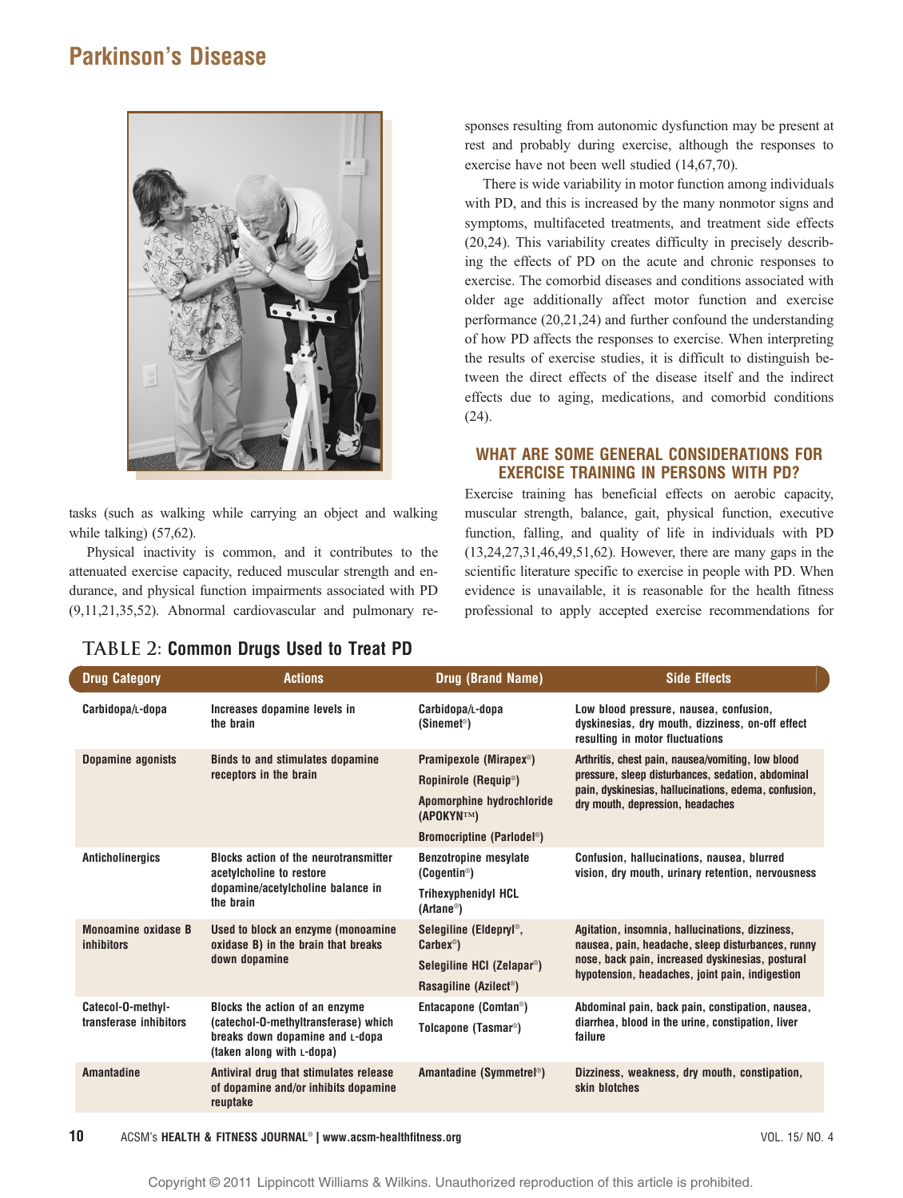tasks (such as walking while carrying an object and walking while talking) (57,62).

Physical inactivity is common, and it contributes to the attenuated exercise capacity, reduced muscular strength and endurance, and physical function impairments associated with PD (9,11,21,35,52). Abnormal cardiovascular and pulmonary responses resulting from autonomic dysfunction may be present at rest and probably during exercise, although the responses to exercise have not been well studied (14,67,70).

There is wide variability in motor function among individuals with PD, and this is increased by the many nonmotor signs and symptoms, multifaceted treatments, and treatment side effects (20,24). This variability creates difficulty in precisely describing the effects of PD on the acute and chronic responses to exercise. The comorbid diseases and conditions associated with older age additionally affect motor function and exercise performance (20,21,24) and further confound the understanding of how PD affects the responses to exercise. When interpreting the results of exercise studies, it is difficult to distinguish between the direct effects of the disease itself and the indirect effects due to aging, medications, and comorbid conditions (24).

## WHAT ARE SOME GENERAL CONSIDERATIONS FOR EXERCISE TRAINING IN PERSONS WITH PD?

Exercise training has beneficial effects on aerobic capacity, muscular strength, balance, gait, physical function, executive function, falling, and quality of life in individuals with PD (13,24,27,31,46,49,51,62). However, there are many gaps in the scientific literature specific to exercise in people with PD. When evidence is unavailable, it is reasonable for the health fitness professional to apply accepted exercise recommendations for

**TABLE 2: Common Drugs Used to Treat PD**

| Drug Category | Actions | Drug (Brand Name) | Side Effects |
|---|---|---|---|
| Carbidopa/L-dopa | Increases dopamine levels in the brain | Carbidopa/L-dopa (Sinemet®) | Low blood pressure, nausea, confusion, dyskinesias, dry mouth, dizziness, on-off effect resulting in motor fluctuations |
| Dopamine agonists | Binds to and stimulates dopamine receptors in the brain | Pramipexole (Mirapex®)<br>Ropinirole (Requip®)<br>Apomorphine hydrochloride (APOKYN™)<br>Bromocriptine (Parlodel®) | Arthritis, chest pain, nausea/vomiting, low blood pressure, sleep disturbances, sedation, abdominal pain, dyskinesias, hallucinations, edema, confusion, dry mouth, depression, headaches |
| Anticholinergics | Blocks action of the neurotransmitter acetylcholine to restore dopamine/acetylcholine balance in the brain | Benzotropine mesylate (Cogentin®)<br>Trihexyphenidyl HCL (Artane®) | Confusion, hallucinations, nausea, blurred vision, dry mouth, urinary retention, nervousness |
| Monoamine oxidase B inhibitors | Used to block an enzyme (monoamine oxidase B) in the brain that breaks down dopamine | Selegiline (Eldepryl®, Carbex®)<br>Selegiline HCl (Zelapar®)<br>Rasagiline (Azilect®) | Agitation, insomnia, hallucinations, dizziness, nausea, pain, headache, sleep disturbances, runny nose, back pain, increased dyskinesias, postural hypotension, headaches, joint pain, indigestion |
| Catecol-O-methyl-transferase inhibitors | Blocks the action of an enzyme (catechol-O-methyltransferase) which breaks down dopamine and L-dopa (taken along with L-dopa) | Entacapone (Comtan®)<br>Tolcapone (Tasmar®) | Abdominal pain, back pain, constipation, nausea, diarrhea, blood in the urine, constipation, liver failure |
| Amantadine | Antiviral drug that stimulates release of dopamine and/or inhibits dopamine reuptake | Amantadine (Symmetrel®) | Dizziness, weakness, dry mouth, constipation, skin blotches |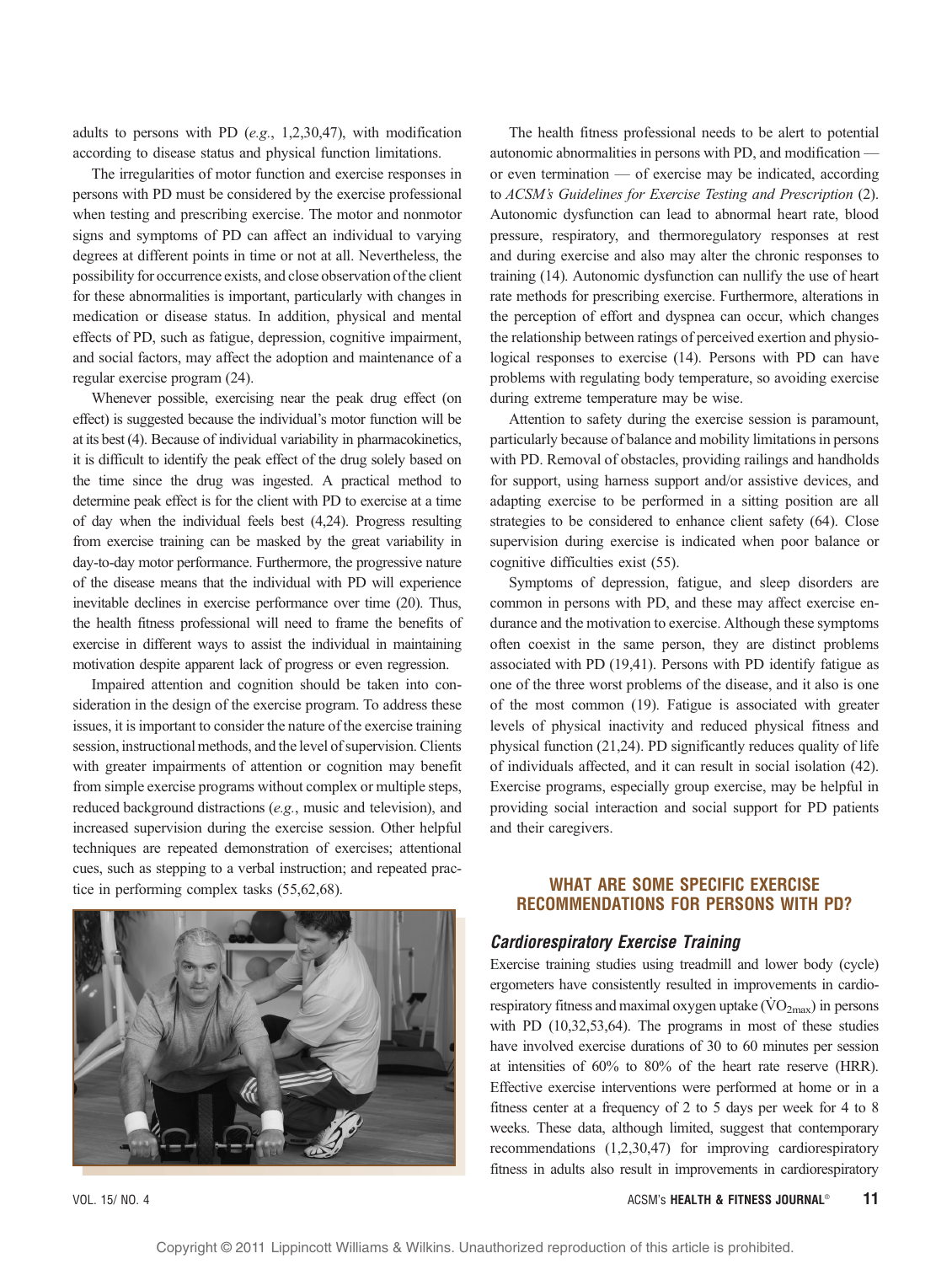adults to persons with PD (*e.g.*, 1,2,30,47), with modification according to disease status and physical function limitations.

The irregularities of motor function and exercise responses in persons with PD must be considered by the exercise professional when testing and prescribing exercise. The motor and nonmotor signs and symptoms of PD can affect an individual to varying degrees at different points in time or not at all. Nevertheless, the possibility for occurrence exists, and close observation of the client for these abnormalities is important, particularly with changes in medication or disease status. In addition, physical and mental effects of PD, such as fatigue, depression, cognitive impairment, and social factors, may affect the adoption and maintenance of a regular exercise program (24).

Whenever possible, exercising near the peak drug effect (on effect) is suggested because the individual's motor function will be at its best (4). Because of individual variability in pharmacokinetics, it is difficult to identify the peak effect of the drug solely based on the time since the drug was ingested. A practical method to determine peak effect is for the client with PD to exercise at a time of day when the individual feels best (4,24). Progress resulting from exercise training can be masked by the great variability in day-to-day motor performance. Furthermore, the progressive nature of the disease means that the individual with PD will experience inevitable declines in exercise performance over time (20). Thus, the health fitness professional will need to frame the benefits of exercise in different ways to assist the individual in maintaining motivation despite apparent lack of progress or even regression.

Impaired attention and cognition should be taken into consideration in the design of the exercise program. To address these issues, it is important to consider the nature of the exercise training session, instructional methods, and the level of supervision. Clients with greater impairments of attention or cognition may benefit from simple exercise programs without complex or multiple steps, reduced background distractions (*e.g.*, music and television), and increased supervision during the exercise session. Other helpful techniques are repeated demonstration of exercises; attentional cues, such as stepping to a verbal instruction; and repeated practice in performing complex tasks (55,62,68).

The health fitness professional needs to be alert to potential autonomic abnormalities in persons with PD, and modification — or even termination — of exercise may be indicated, according to *ACSM's Guidelines for Exercise Testing and Prescription* (2). Autonomic dysfunction can lead to abnormal heart rate, blood pressure, respiratory, and thermoregulatory responses at rest and during exercise and also may alter the chronic responses to training (14). Autonomic dysfunction can nullify the use of heart rate methods for prescribing exercise. Furthermore, alterations in the perception of effort and dyspnea can occur, which changes the relationship between ratings of perceived exertion and physiological responses to exercise (14). Persons with PD can have problems with regulating body temperature, so avoiding exercise during extreme temperature may be wise.

Attention to safety during the exercise session is paramount, particularly because of balance and mobility limitations in persons with PD. Removal of obstacles, providing railings and handholds for support, using harness support and/or assistive devices, and adapting exercise to be performed in a sitting position are all strategies to be considered to enhance client safety (64). Close supervision during exercise is indicated when poor balance or cognitive difficulties exist (55).

Symptoms of depression, fatigue, and sleep disorders are common in persons with PD, and these may affect exercise endurance and the motivation to exercise. Although these symptoms often coexist in the same person, they are distinct problems associated with PD (19,41). Persons with PD identify fatigue as one of the three worst problems of the disease, and it also is one of the most common (19). Fatigue is associated with greater levels of physical inactivity and reduced physical fitness and physical function (21,24). PD significantly reduces quality of life of individuals affected, and it can result in social isolation (42). Exercise programs, especially group exercise, may be helpful in providing social interaction and social support for PD patients and their caregivers.

## WHAT ARE SOME SPECIFIC EXERCISE RECOMMENDATIONS FOR PERSONS WITH PD?

### *Cardiorespiratory Exercise Training*

Exercise training studies using treadmill and lower body (cycle) ergometers have consistently resulted in improvements in cardiorespiratory fitness and maximal oxygen uptake ($\dot{V}O_{2max}$) in persons with PD (10,32,53,64). The programs in most of these studies have involved exercise durations of 30 to 60 minutes per session at intensities of 60% to 80% of the heart rate reserve (HRR). Effective exercise interventions were performed at home or in a fitness center at a frequency of 2 to 5 days per week for 4 to 8 weeks. These data, although limited, suggest that contemporary recommendations (1,2,30,47) for improving cardiorespiratory fitness in adults also result in improvements in cardiorespiratory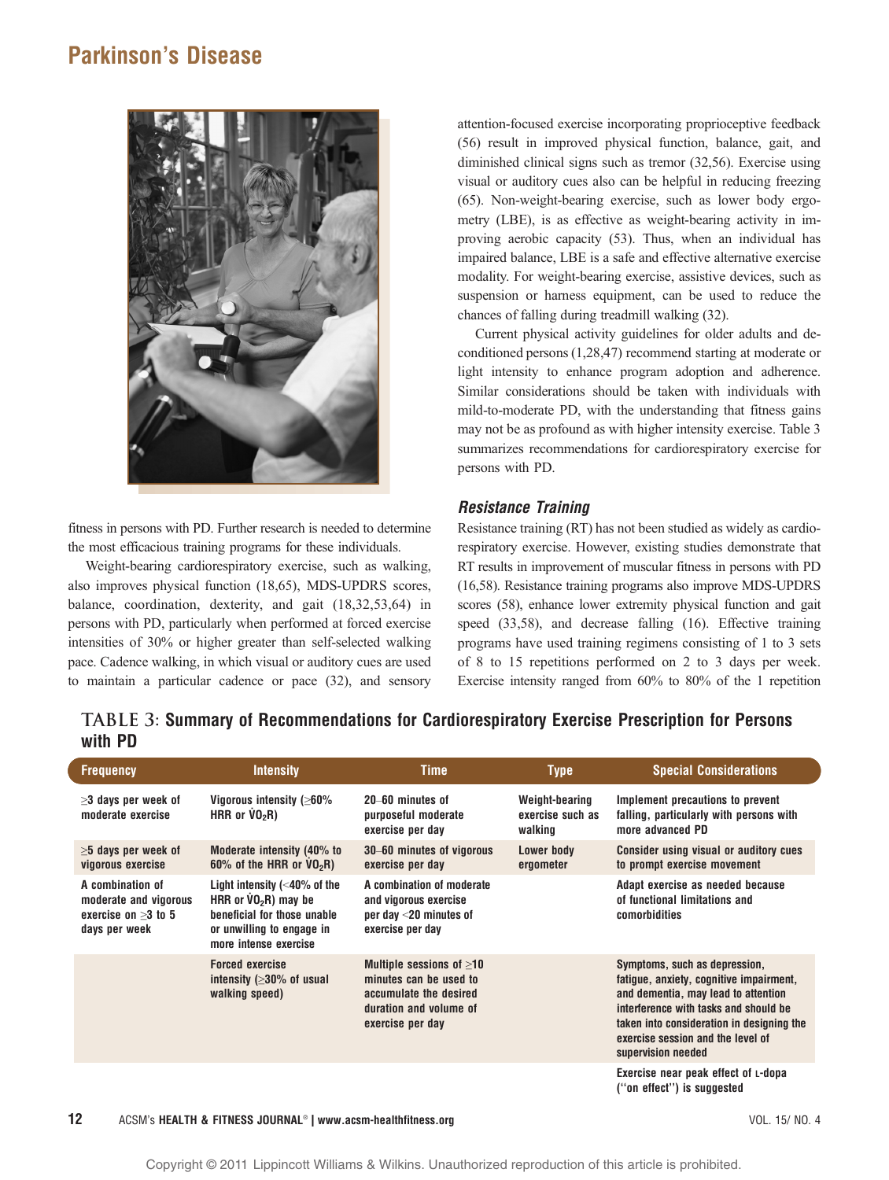fitness in persons with PD. Further research is needed to determine the most efficacious training programs for these individuals.

Weight-bearing cardiorespiratory exercise, such as walking, also improves physical function (18,65), MDS-UPDRS scores, balance, coordination, dexterity, and gait (18,32,53,64) in persons with PD, particularly when performed at forced exercise intensities of 30% or higher greater than self-selected walking pace. Cadence walking, in which visual or auditory cues are used to maintain a particular cadence or pace (32), and sensory attention-focused exercise incorporating proprioceptive feedback (56) result in improved physical function, balance, gait, and diminished clinical signs such as tremor (32,56). Exercise using visual or auditory cues also can be helpful in reducing freezing (65). Non-weight-bearing exercise, such as lower body ergometry (LBE), is as effective as weight-bearing activity in improving aerobic capacity (53). Thus, when an individual has impaired balance, LBE is a safe and effective alternative exercise modality. For weight-bearing exercise, assistive devices, such as suspension or harness equipment, can be used to reduce the chances of falling during treadmill walking (32).

Current physical activity guidelines for older adults and deconditioned persons (1,28,47) recommend starting at moderate or light intensity to enhance program adoption and adherence. Similar considerations should be taken with individuals with mild-to-moderate PD, with the understanding that fitness gains may not be as profound as with higher intensity exercise. Table 3 summarizes recommendations for cardiorespiratory exercise for persons with PD.

### *Resistance Training*

Resistance training (RT) has not been studied as widely as cardiorespiratory exercise. However, existing studies demonstrate that RT results in improvement of muscular fitness in persons with PD (16,58). Resistance training programs also improve MDS-UPDRS scores (58), enhance lower extremity physical function and gait speed (33,58), and decrease falling (16). Effective training programs have used training regimens consisting of 1 to 3 sets of 8 to 15 repetitions performed on 2 to 3 days per week. Exercise intensity ranged from 60% to 80% of the 1 repetition

**TABLE 3: Summary of Recommendations for Cardiorespiratory Exercise Prescription for Persons with PD**

| Frequency | Intensity | Time | Type | Special Considerations |
|---|---|---|---|---|
| ≥3 days per week of moderate exercise | Vigorous intensity (≥60% HRR or $\dot{V}O_2R$) | 20–60 minutes of purposeful moderate exercise per day | Weight-bearing exercise such as walking | Implement precautions to prevent falling, particularly with persons with more advanced PD |
| ≥5 days per week of vigorous exercise | Moderate intensity (40% to 60% of the HRR or $\dot{V}O_2R$) | 30–60 minutes of vigorous exercise per day | Lower body ergometer | Consider using visual or auditory cues to prompt exercise movement |
| A combination of moderate and vigorous exercise on ≥3 to 5 days per week | Light intensity (<40% of the HRR or $\dot{V}O_2R$) may be beneficial for those unable or unwilling to engage in more intense exercise | A combination of moderate and vigorous exercise per day <20 minutes of exercise per day | | Adapt exercise as needed because of functional limitations and comorbidities |
| | Forced exercise intensity (≥30% of usual walking speed) | Multiple sessions of ≥10 minutes can be used to accumulate the desired duration and volume of exercise per day | | Symptoms, such as depression, fatigue, anxiety, cognitive impairment, and dementia, may lead to attention interference with tasks and should be taken into consideration in designing the exercise session and the level of supervision needed |
| | | | | Exercise near peak effect of L-dopa ("on effect") is suggested |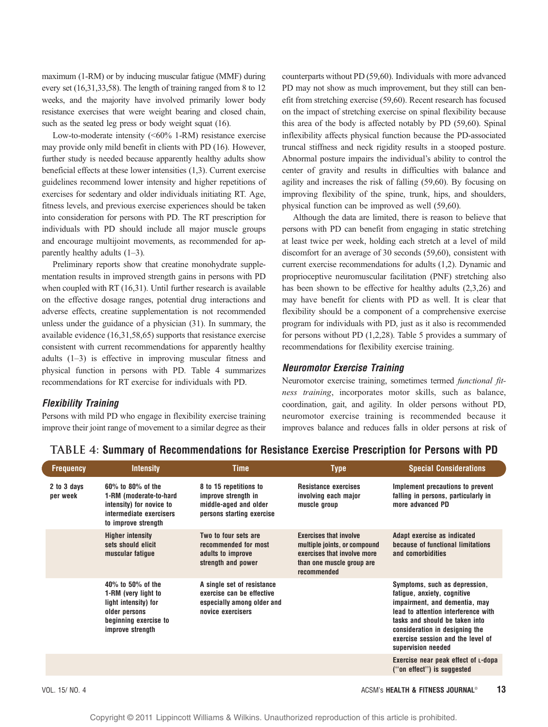maximum (1-RM) or by inducing muscular fatigue (MMF) during every set (16,31,33,58). The length of training ranged from 8 to 12 weeks, and the majority have involved primarily lower body resistance exercises that were weight bearing and closed chain, such as the seated leg press or body weight squat (16).

Low-to-moderate intensity (<60% 1-RM) resistance exercise may provide only mild benefit in clients with PD (16). However, further study is needed because apparently healthy adults show beneficial effects at these lower intensities (1,3). Current exercise guidelines recommend lower intensity and higher repetitions of exercises for sedentary and older individuals initiating RT. Age, fitness levels, and previous exercise experiences should be taken into consideration for persons with PD. The RT prescription for individuals with PD should include all major muscle groups and encourage multijoint movements, as recommended for apparently healthy adults (1–3).

Preliminary reports show that creatine monohydrate supplementation results in improved strength gains in persons with PD when coupled with RT (16,31). Until further research is available on the effective dosage ranges, potential drug interactions and adverse effects, creatine supplementation is not recommended unless under the guidance of a physician (31). In summary, the available evidence (16,31,58,65) supports that resistance exercise consistent with current recommendations for apparently healthy adults (1–3) is effective in improving muscular fitness and physical function in persons with PD. Table 4 summarizes recommendations for RT exercise for individuals with PD.

### *Flexibility Training*

Persons with mild PD who engage in flexibility exercise training improve their joint range of movement to a similar degree as their counterparts without PD (59,60). Individuals with more advanced PD may not show as much improvement, but they still can benefit from stretching exercise (59,60). Recent research has focused on the impact of stretching exercise on spinal flexibility because this area of the body is affected notably by PD (59,60). Spinal inflexibility affects physical function because the PD-associated truncal stiffness and neck rigidity results in a stooped posture. Abnormal posture impairs the individual's ability to control the center of gravity and results in difficulties with balance and agility and increases the risk of falling (59,60). By focusing on improving flexibility of the spine, trunk, hips, and shoulders, physical function can be improved as well (59,60).

Although the data are limited, there is reason to believe that persons with PD can benefit from engaging in static stretching at least twice per week, holding each stretch at a level of mild discomfort for an average of 30 seconds (59,60), consistent with current exercise recommendations for adults (1,2). Dynamic and proprioceptive neuromuscular facilitation (PNF) stretching also has been shown to be effective for healthy adults (2,3,26) and may have benefit for clients with PD as well. It is clear that flexibility should be a component of a comprehensive exercise program for individuals with PD, just as it also is recommended for persons without PD (1,2,28). Table 5 provides a summary of recommendations for flexibility exercise training.

### *Neuromotor Exercise Training*

Neuromotor exercise training, sometimes termed *functional fitness training*, incorporates motor skills, such as balance, coordination, gait, and agility. In older persons without PD, neuromotor exercise training is recommended because it improves balance and reduces falls in older persons at risk of

**TABLE 4: Summary of Recommendations for Resistance Exercise Prescription for Persons with PD**

| Frequency | Intensity | Time | Type | Special Considerations |
|---|---|---|---|---|
| 2 to 3 days per week | 60% to 80% of the 1-RM (moderate-to-hard intensity) for novice to intermediate exercisers to improve strength | 8 to 15 repetitions to improve strength in middle-aged and older persons starting exercise | Resistance exercises involving each major muscle group | Implement precautions to prevent falling in persons, particularly in more advanced PD |
| | Higher intensity sets should elicit muscular fatigue | Two to four sets are recommended for most adults to improve strength and power | Exercises that involve multiple joints, or compound exercises that involve more than one muscle group are recommended | Adapt exercise as indicated because of functional limitations and comorbidities |
| | 40% to 50% of the 1-RM (very light to light intensity) for older persons beginning exercise to improve strength | A single set of resistance exercise can be effective especially among older and novice exercisers | | Symptoms, such as depression, fatigue, anxiety, cognitive impairment, and dementia, may lead to attention interference with tasks and should be taken into consideration in designing the exercise session and the level of supervision needed |
| | | | | Exercise near peak effect of L-dopa ("on effect") is suggested |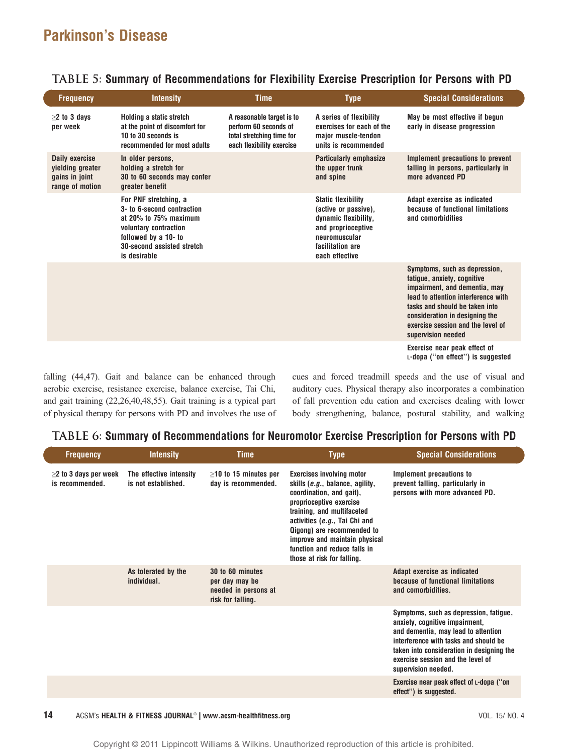**TABLE 5: Summary of Recommendations for Flexibility Exercise Prescription for Persons with PD**

| Frequency | Intensity | Time | Type | Special Considerations |
|---|---|---|---|---|
| ≥2 to 3 days per week | Holding a static stretch at the point of discomfort for 10 to 30 seconds is recommended for most adults | A reasonable target is to perform 60 seconds of total stretching time for each flexibility exercise | A series of flexibility exercises for each of the major muscle-tendon units is recommended | May be most effective if begun early in disease progression |
| Daily exercise yielding greater gains in joint range of motion | In older persons, holding a stretch for 30 to 60 seconds may confer greater benefit | | Particularly emphasize the upper trunk and spine | Implement precautions to prevent falling in persons, particularly in more advanced PD |
| | For PNF stretching, a 3- to 6-second contraction at 20% to 75% maximum voluntary contraction followed by a 10- to 30-second assisted stretch is desirable | | Static flexibility (active or passive), dynamic flexibility, and proprioceptive neuromuscular facilitation are each effective | Adapt exercise as indicated because of functional limitations and comorbidities |
| | | | | Symptoms, such as depression, fatigue, anxiety, cognitive impairment, and dementia, may lead to attention interference with tasks and should be taken into consideration in designing the exercise session and the level of supervision needed |
| | | | | Exercise near peak effect of L-dopa (''on effect'') is suggested |

falling (44,47). Gait and balance can be enhanced through aerobic exercise, resistance exercise, balance exercise, Tai Chi, and gait training (22,26,40,48,55). Gait training is a typical part of physical therapy for persons with PD and involves the use of cues and forced treadmill speeds and the use of visual and auditory cues. Physical therapy also incorporates a combination of fall prevention edu cation and exercises dealing with lower body strengthening, balance, postural stability, and walking

**TABLE 6: Summary of Recommendations for Neuromotor Exercise Prescription for Persons with PD**

| Frequency | Intensity | Time | Type | Special Considerations |
|---|---|---|---|---|
| ≥2 to 3 days per week is recommended. | The effective intensity is not established. | ≥10 to 15 minutes per day is recommended. | Exercises involving motor skills (*e.g.*, balance, agility, coordination, and gait), proprioceptive exercise training, and multifaceted activities (*e.g.*, Tai Chi and Qigong) are recommended to improve and maintain physical function and reduce falls in those at risk for falling. | Implement precautions to prevent falling, particularly in persons with more advanced PD. |
| | As tolerated by the individual. | 30 to 60 minutes per day may be needed in persons at risk for falling. | | Adapt exercise as indicated because of functional limitations and comorbidities. |
| | | | | Symptoms, such as depression, fatigue, anxiety, cognitive impairment, and dementia, may lead to attention interference with tasks and should be taken into consideration in designing the exercise session and the level of supervision needed. |
| | | | | Exercise near peak effect of L-dopa (''on effect'') is suggested. |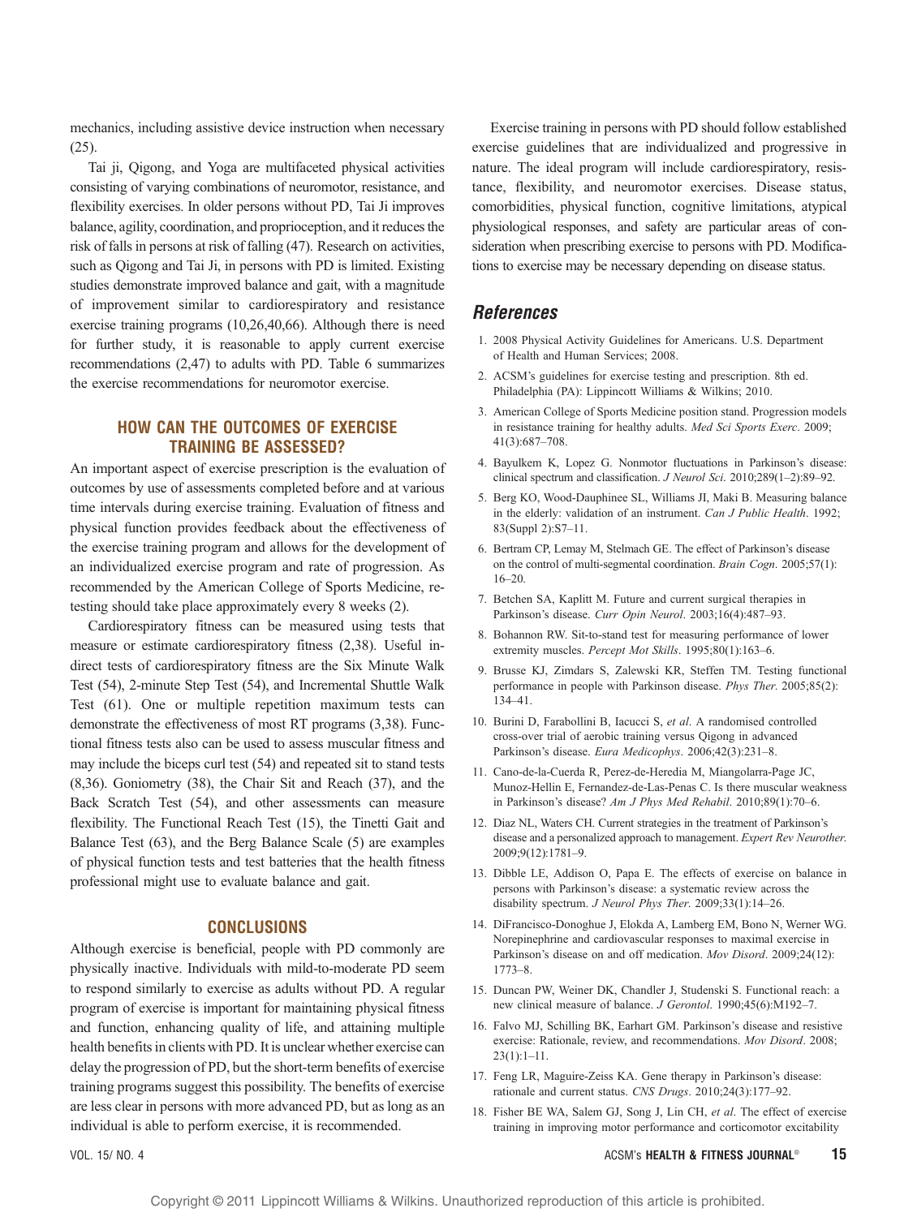mechanics, including assistive device instruction when necessary (25).

Tai ji, Qigong, and Yoga are multifaceted physical activities consisting of varying combinations of neuromotor, resistance, and flexibility exercises. In older persons without PD, Tai Ji improves balance, agility, coordination, and proprioception, and it reduces the risk of falls in persons at risk of falling (47). Research on activities, such as Qigong and Tai Ji, in persons with PD is limited. Existing studies demonstrate improved balance and gait, with a magnitude of improvement similar to cardiorespiratory and resistance exercise training programs (10,26,40,66). Although there is need for further study, it is reasonable to apply current exercise recommendations (2,47) to adults with PD. Table 6 summarizes the exercise recommendations for neuromotor exercise.

## HOW CAN THE OUTCOMES OF EXERCISE TRAINING BE ASSESSED?

An important aspect of exercise prescription is the evaluation of outcomes by use of assessments completed before and at various time intervals during exercise training. Evaluation of fitness and physical function provides feedback about the effectiveness of the exercise training program and allows for the development of an individualized exercise program and rate of progression. As recommended by the American College of Sports Medicine, retesting should take place approximately every 8 weeks (2).

Cardiorespiratory fitness can be measured using tests that measure or estimate cardiorespiratory fitness (2,38). Useful indirect tests of cardiorespiratory fitness are the Six Minute Walk Test (54), 2-minute Step Test (54), and Incremental Shuttle Walk Test (61). One or multiple repetition maximum tests can demonstrate the effectiveness of most RT programs (3,38). Functional fitness tests also can be used to assess muscular fitness and may include the biceps curl test (54) and repeated sit to stand tests (8,36). Goniometry (38), the Chair Sit and Reach (37), and the Back Scratch Test (54), and other assessments can measure flexibility. The Functional Reach Test (15), the Tinetti Gait and Balance Test (63), and the Berg Balance Scale (5) are examples of physical function tests and test batteries that the health fitness professional might use to evaluate balance and gait.

## CONCLUSIONS

Although exercise is beneficial, people with PD commonly are physically inactive. Individuals with mild-to-moderate PD seem to respond similarly to exercise as adults without PD. A regular program of exercise is important for maintaining physical fitness and function, enhancing quality of life, and attaining multiple health benefits in clients with PD. It is unclear whether exercise can delay the progression of PD, but the short-term benefits of exercise training programs suggest this possibility. The benefits of exercise are less clear in persons with more advanced PD, but as long as an individual is able to perform exercise, it is recommended.

Exercise training in persons with PD should follow established exercise guidelines that are individualized and progressive in nature. The ideal program will include cardiorespiratory, resistance, flexibility, and neuromotor exercises. Disease status, comorbidities, physical function, cognitive limitations, atypical physiological responses, and safety are particular areas of consideration when prescribing exercise to persons with PD. Modifications to exercise may be necessary depending on disease status.

## References

1. 2008 Physical Activity Guidelines for Americans. U.S. Department of Health and Human Services; 2008.
2. ACSM's guidelines for exercise testing and prescription. 8th ed. Philadelphia (PA): Lippincott Williams & Wilkins; 2010.
3. American College of Sports Medicine position stand. Progression models in resistance training for healthy adults. *Med Sci Sports Exerc*. 2009; 41(3):687–708.
4. Bayulkem K, Lopez G. Nonmotor fluctuations in Parkinson's disease: clinical spectrum and classification. *J Neurol Sci*. 2010;289(1–2):89–92.
5. Berg KO, Wood-Dauphinee SL, Williams JI, Maki B. Measuring balance in the elderly: validation of an instrument. *Can J Public Health*. 1992; 83(Suppl 2):S7–11.
6. Bertram CP, Lemay M, Stelmach GE. The effect of Parkinson's disease on the control of multi-segmental coordination. *Brain Cogn*. 2005;57(1): 16–20.
7. Betchen SA, Kaplitt M. Future and current surgical therapies in Parkinson's disease. *Curr Opin Neurol*. 2003;16(4):487–93.
8. Bohannon RW. Sit-to-stand test for measuring performance of lower extremity muscles. *Percept Mot Skills*. 1995;80(1):163–6.
9. Brusse KJ, Zimdars S, Zalewski KR, Steffen TM. Testing functional performance in people with Parkinson disease. *Phys Ther*. 2005;85(2): 134–41.
10. Burini D, Farabollini B, Iacucci S, *et al*. A randomised controlled cross-over trial of aerobic training versus Qigong in advanced Parkinson's disease. *Eura Medicophys*. 2006;42(3):231–8.
11. Cano-de-la-Cuerda R, Perez-de-Heredia M, Miangolarra-Page JC, Munoz-Hellin E, Fernandez-de-Las-Penas C. Is there muscular weakness in Parkinson's disease? *Am J Phys Med Rehabil*. 2010;89(1):70–6.
12. Diaz NL, Waters CH. Current strategies in the treatment of Parkinson's disease and a personalized approach to management. *Expert Rev Neurother*. 2009;9(12):1781–9.
13. Dibble LE, Addison O, Papa E. The effects of exercise on balance in persons with Parkinson's disease: a systematic review across the disability spectrum. *J Neurol Phys Ther*. 2009;33(1):14–26.
14. DiFrancisco-Donoghue J, Elokda A, Lamberg EM, Bono N, Werner WG. Norepinephrine and cardiovascular responses to maximal exercise in Parkinson's disease on and off medication. *Mov Disord*. 2009;24(12): 1773–8.
15. Duncan PW, Weiner DK, Chandler J, Studenski S. Functional reach: a new clinical measure of balance. *J Gerontol*. 1990;45(6):M192–7.
16. Falvo MJ, Schilling BK, Earhart GM. Parkinson's disease and resistive exercise: Rationale, review, and recommendations. *Mov Disord*. 2008; 23(1):1–11.
17. Feng LR, Maguire-Zeiss KA. Gene therapy in Parkinson's disease: rationale and current status. *CNS Drugs*. 2010;24(3):177–92.
18. Fisher BE WA, Salem GJ, Song J, Lin CH, *et al*. The effect of exercise training in improving motor performance and corticomotor excitability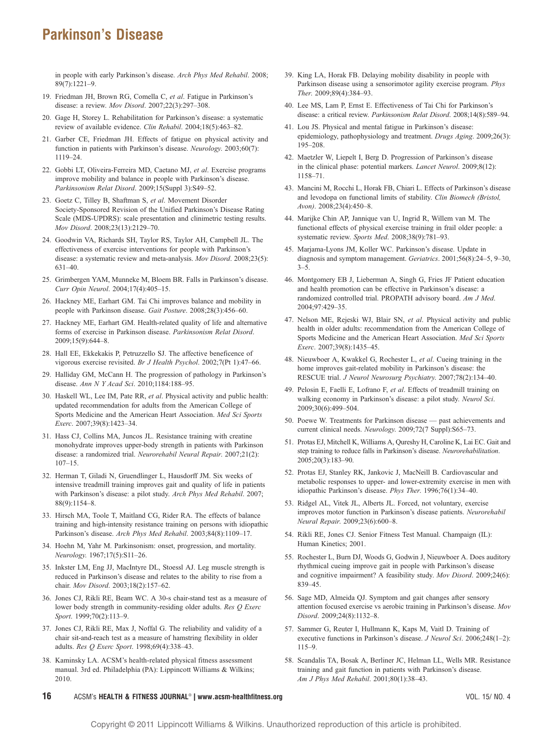in people with early Parkinson's disease. *Arch Phys Med Rehabil*. 2008; 89(7):1221–9.

19. Friedman JH, Brown RG, Comella C, *et al*. Fatigue in Parkinson's disease: a review. *Mov Disord*. 2007;22(3):297–308.

20. Gage H, Storey L. Rehabilitation for Parkinson's disease: a systematic review of available evidence. *Clin Rehabil*. 2004;18(5):463–82.

21. Garber CE, Friedman JH. Effects of fatigue on physical activity and function in patients with Parkinson's disease. *Neurology*. 2003;60(7): 1119–24.

22. Gobbi LT, Oliveira-Ferreira MD, Caetano MJ, *et al*. Exercise programs improve mobility and balance in people with Parkinson's disease. *Parkinsonism Relat Disord*. 2009;15(Suppl 3):S49–52.

23. Goetz C, Tilley B, Shaftman S, *et al*. Movement Disorder Society-Sponsored Revision of the Unified Parkinson's Disease Rating Scale (MDS-UPDRS): scale presentation and clinimetric testing results. *Mov Disord*. 2008;23(13):2129–70.

24. Goodwin VA, Richards SH, Taylor RS, Taylor AH, Campbell JL. The effectiveness of exercise interventions for people with Parkinson's disease: a systematic review and meta-analysis. *Mov Disord*. 2008;23(5): 631–40.

25. Grimbergen YAM, Munneke M, Bloem BR. Falls in Parkinson's disease. *Curr Opin Neurol*. 2004;17(4):405–15.

26. Hackney ME, Earhart GM. Tai Chi improves balance and mobility in people with Parkinson disease. *Gait Posture*. 2008;28(3):456–60.

27. Hackney ME, Earhart GM. Health-related quality of life and alternative forms of exercise in Parkinson disease. *Parkinsonism Relat Disord*. 2009;15(9):644–8.

28. Hall EE, Ekkekakis P, Petruzzello SJ. The affective beneficence of vigorous exercise revisited. *Br J Health Psychol*. 2002;7(Pt 1):47–66.

29. Halliday GM, McCann H. The progression of pathology in Parkinson's disease. *Ann N Y Acad Sci*. 2010;1184:188–95.

30. Haskell WL, Lee IM, Pate RR, *et al*. Physical activity and public health: updated recommendation for adults from the American College of Sports Medicine and the American Heart Association. *Med Sci Sports Exerc*. 2007;39(8):1423–34.

31. Hass CJ, Collins MA, Juncos JL. Resistance training with creatine monohydrate improves upper-body strength in patients with Parkinson disease: a randomized trial. *Neurorehabil Neural Repair*. 2007;21(2): 107–15.

32. Herman T, Giladi N, Gruendlinger L, Hausdorff JM. Six weeks of intensive treadmill training improves gait and quality of life in patients with Parkinson's disease: a pilot study. *Arch Phys Med Rehabil*. 2007; 88(9):1154–8.

33. Hirsch MA, Toole T, Maitland CG, Rider RA. The effects of balance training and high-intensity resistance training on persons with idiopathic Parkinson's disease. *Arch Phys Med Rehabil*. 2003;84(8):1109–17.

34. Hoehn M, Yahr M. Parkinsonism: onset, progression, and mortality. *Neurology*. 1967;17(5):S11–26.

35. Inkster LM, Eng JJ, MacIntyre DL, Stoessl AJ. Leg muscle strength is reduced in Parkinson's disease and relates to the ability to rise from a chair. *Mov Disord*. 2003;18(2):157–62.

36. Jones CJ, Rikli RE, Beam WC. A 30-s chair-stand test as a measure of lower body strength in community-residing older adults. *Res Q Exerc Sport*. 1999;70(2):113–9.

37. Jones CJ, Rikli RE, Max J, Noffal G. The reliability and validity of a chair sit-and-reach test as a measure of hamstring flexibility in older adults. *Res Q Exerc Sport*. 1998;69(4):338–43.

38. Kaminsky LA. ACSM's health-related physical fitness assessment manual. 3rd ed. Philadelphia (PA): Lippincott Williams & Wilkins; 2010.

39. King LA, Horak FB. Delaying mobility disability in people with Parkinson disease using a sensorimotor agility exercise program. *Phys Ther*. 2009;89(4):384–93.

40. Lee MS, Lam P, Ernst E. Effectiveness of Tai Chi for Parkinson's disease: a critical review. *Parkinsonism Relat Disord*. 2008;14(8):589–94.

41. Lou JS. Physical and mental fatigue in Parkinson's disease: epidemiology, pathophysiology and treatment. *Drugs Aging*. 2009;26(3): 195–208.

42. Maetzler W, Liepelt I, Berg D. Progression of Parkinson's disease in the clinical phase: potential markers. *Lancet Neurol*. 2009;8(12): 1158–71.

43. Mancini M, Rocchi L, Horak FB, Chiari L. Effects of Parkinson's disease and levodopa on functional limits of stability. *Clin Biomech (Bristol, Avon)*. 2008;23(4):450–8.

44. Marijke Chin AP, Jannique van U, Ingrid R, Willem van M. The functional effects of physical exercise training in frail older people: a systematic review. *Sports Med*. 2008;38(9):781–93.

45. Marjama-Lyons JM, Koller WC. Parkinson's disease. Update in diagnosis and symptom management. *Geriatrics*. 2001;56(8):24–5, 9–30, 3–5.

46. Montgomery EB J, Lieberman A, Singh G, Fries JF Patient education and health promotion can be effective in Parkinson's disease: a randomized controlled trial. PROPATH advisory board. *Am J Med*. 2004;97:429–35.

47. Nelson ME, Rejeski WJ, Blair SN, *et al*. Physical activity and public health in older adults: recommendation from the American College of Sports Medicine and the American Heart Association. *Med Sci Sports Exerc*. 2007;39(8):1435–45.

48. Nieuwboer A, Kwakkel G, Rochester L, *et al*. Cueing training in the home improves gait-related mobility in Parkinson's disease: the RESCUE trial. *J Neurol Neurosurg Psychiatry*. 2007;78(2):134–40.

49. Pelosin E, Faelli E, Lofrano F, *et al*. Effects of treadmill training on walking economy in Parkinson's disease: a pilot study. *Neurol Sci*. 2009;30(6):499–504.

50. Poewe W. Treatments for Parkinson disease — past achievements and current clinical needs. *Neurology*. 2009;72(7 Suppl):S65–73.

51. Protas EJ, Mitchell K, Williams A, Qureshy H, Caroline K, Lai EC. Gait and step training to reduce falls in Parkinson's disease. *Neurorehabilitation*. 2005;20(3):183–90.

52. Protas EJ, Stanley RK, Jankovic J, MacNeill B. Cardiovascular and metabolic responses to upper- and lower-extremity exercise in men with idiopathic Parkinson's disease. *Phys Ther*. 1996;76(1):34–40.

53. Ridgel AL, Vitek JL, Alberts JL. Forced, not voluntary, exercise improves motor function in Parkinson's disease patients. *Neurorehabil Neural Repair*. 2009;23(6):600–8.

54. Rikli RE, Jones CJ. Senior Fitness Test Manual. Champaign (IL): Human Kinetics; 2001.

55. Rochester L, Burn DJ, Woods G, Godwin J, Nieuwboer A. Does auditory rhythmical cueing improve gait in people with Parkinson's disease and cognitive impairment? A feasibility study. *Mov Disord*. 2009;24(6): 839–45.

56. Sage MD, Almeida QJ. Symptom and gait changes after sensory attention focused exercise vs aerobic training in Parkinson's disease. *Mov Disord*. 2009;24(8):1132–8.

57. Sammer G, Reuter I, Hullmann K, Kaps M, Vaitl D. Training of executive functions in Parkinson's disease. *J Neurol Sci*. 2006;248(1–2): 115–9.

58. Scandalis TA, Bosak A, Berliner JC, Helman LL, Wells MR. Resistance training and gait function in patients with Parkinson's disease. *Am J Phys Med Rehabil*. 2001;80(1):38–43.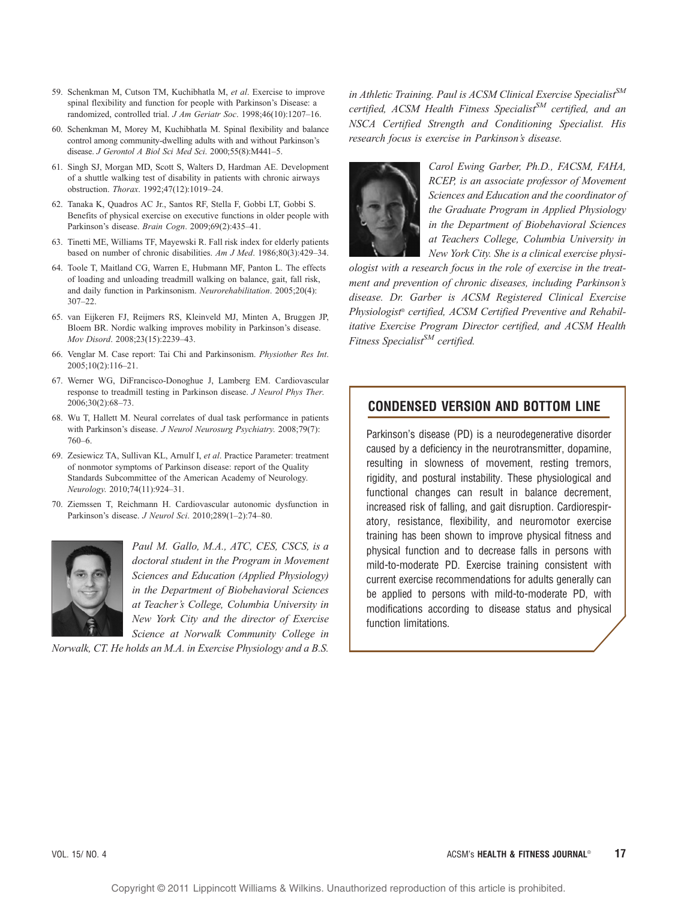59. Schenkman M, Cutson TM, Kuchibhatla M, *et al*. Exercise to improve spinal flexibility and function for people with Parkinson's Disease: a randomized, controlled trial. *J Am Geriatr Soc*. 1998;46(10):1207–16.

60. Schenkman M, Morey M, Kuchibhatla M. Spinal flexibility and balance control among community-dwelling adults with and without Parkinson's disease. *J Gerontol A Biol Sci Med Sci.* 2000;55(8):M441–5.

61. Singh SJ, Morgan MD, Scott S, Walters D, Hardman AE. Development of a shuttle walking test of disability in patients with chronic airways obstruction. *Thorax*. 1992;47(12):1019–24.

62. Tanaka K, Quadros AC Jr., Santos RF, Stella F, Gobbi LT, Gobbi S. Benefits of physical exercise on executive functions in older people with Parkinson's disease. *Brain Cogn*. 2009;69(2):435–41.

63. Tinetti ME, Williams TF, Mayewski R. Fall risk index for elderly patients based on number of chronic disabilities. *Am J Med*. 1986;80(3):429–34.

64. Toole T, Maitland CG, Warren E, Hubmann MF, Panton L. The effects of loading and unloading treadmill walking on balance, gait, fall risk, and daily function in Parkinsonism. *Neurorehabilitation*. 2005;20(4): 307–22.

65. van Eijkeren FJ, Reijmers RS, Kleinveld MJ, Minten A, Bruggen JP, Bloem BR. Nordic walking improves mobility in Parkinson's disease. *Mov Disord*. 2008;23(15):2239–43.

66. Venglar M. Case report: Tai Chi and Parkinsonism. *Physiother Res Int*. 2005;10(2):116–21.

67. Werner WG, DiFrancisco-Donoghue J, Lamberg EM. Cardiovascular response to treadmill testing in Parkinson disease. *J Neurol Phys Ther.* 2006;30(2):68–73.

68. Wu T, Hallett M. Neural correlates of dual task performance in patients with Parkinson's disease. *J Neurol Neurosurg Psychiatry.* 2008;79(7): 760–6.

69. Zesiewicz TA, Sullivan KL, Arnulf I, *et al*. Practice Parameter: treatment of nonmotor symptoms of Parkinson disease: report of the Quality Standards Subcommittee of the American Academy of Neurology. *Neurology.* 2010;74(11):924–31.

70. Ziemssen T, Reichmann H. Cardiovascular autonomic dysfunction in Parkinson's disease. *J Neurol Sci*. 2010;289(1–2):74–80.

*Paul M. Gallo, M.A., ATC, CES, CSCS, is a doctoral student in the Program in Movement Sciences and Education (Applied Physiology) in the Department of Biobehavioral Sciences at Teacher's College, Columbia University in New York City and the director of Exercise Science at Norwalk Community College in Norwalk, CT. He holds an M.A. in Exercise Physiology and a B.S. in Athletic Training. Paul is ACSM Clinical Exercise Specialist℠ certified, ACSM Health Fitness Specialist℠ certified, and an NSCA Certified Strength and Conditioning Specialist. His research focus is exercise in Parkinson's disease.*

*Carol Ewing Garber, Ph.D., FACSM, FAHA, RCEP, is an associate professor of Movement Sciences and Education and the coordinator of the Graduate Program in Applied Physiology in the Department of Biobehavioral Sciences at Teachers College, Columbia University in New York City. She is a clinical exercise physiologist with a research focus in the role of exercise in the treatment and prevention of chronic diseases, including Parkinson's disease. Dr. Garber is ACSM Registered Clinical Exercise Physiologist® certified, ACSM Certified Preventive and Rehabilitative Exercise Program Director certified, and ACSM Health Fitness Specialist℠ certified.*

## CONDENSED VERSION AND BOTTOM LINE

Parkinson's disease (PD) is a neurodegenerative disorder caused by a deficiency in the neurotransmitter, dopamine, resulting in slowness of movement, resting tremors, rigidity, and postural instability. These physiological and functional changes can result in balance decrement, increased risk of falling, and gait disruption. Cardiorespiratory, resistance, flexibility, and neuromotor exercise training has been shown to improve physical fitness and physical function and to decrease falls in persons with mild-to-moderate PD. Exercise training consistent with current exercise recommendations for adults generally can be applied to persons with mild-to-moderate PD, with modifications according to disease status and physical function limitations.